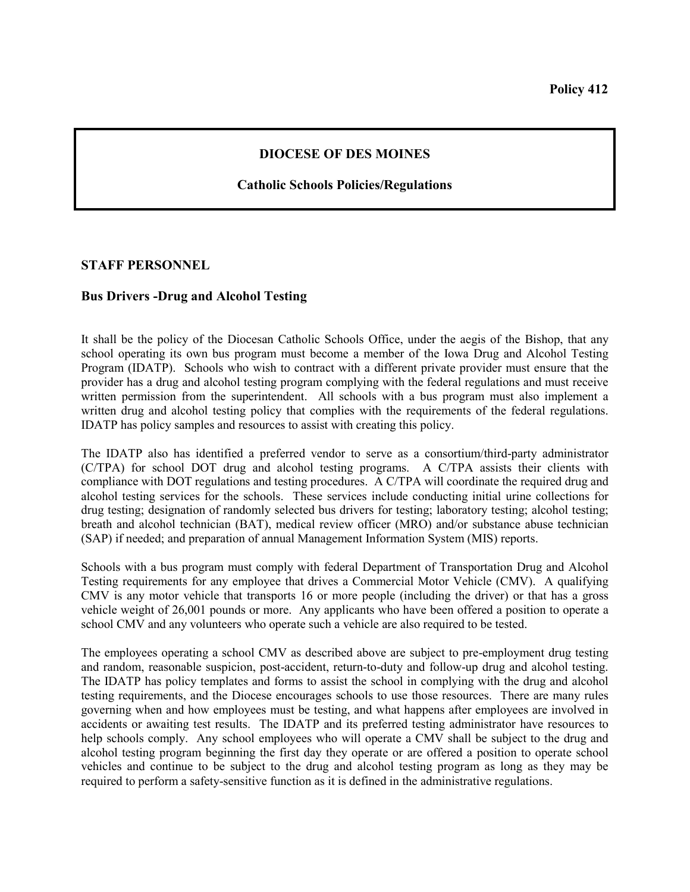**Policy 412**

## DIOCESE OF DES MOINES

### Catholic Schools Policies/Regulations

### STAFF PERSONNEL

### Bus Drivers -Drug and Alcohol Testing

It shall be the policy of the Diocesan Catholic Schools Office, under the aegis of the Bishop, that any school operating its own bus program must become a member of the Iowa Drug and Alcohol Testing Program (IDATP). Schools who wish to contract with a different private provider must ensure that the provider has a drug and alcohol testing program complying with the federal regulations and must receive written permission from the superintendent. All schools with a bus program must also implement a written drug and alcohol testing policy that complies with the requirements of the federal regulations. IDATP has policy samples and resources to assist with creating this policy.

The IDATP also has identified a preferred vendor to serve as a consortium/third-party administrator (C/TPA) for school DOT drug and alcohol testing programs. A C/TPA assists their clients with compliance with DOT regulations and testing procedures. A C/TPA will coordinate the required drug and alcohol testing services for the schools. These services include conducting initial urine collections for drug testing; designation of randomly selected bus drivers for testing; laboratory testing; alcohol testing; breath and alcohol technician (BAT), medical review officer (MRO) and/or substance abuse technician (SAP) if needed; and preparation of annual Management Information System (MIS) reports.

Schools with a bus program must comply with federal Department of Transportation Drug and Alcohol Testing requirements for any employee that drives a Commercial Motor Vehicle (CMV). A qualifying CMV is any motor vehicle that transports 16 or more people (including the driver) or that has a gross vehicle weight of 26,001 pounds or more. Any applicants who have been offered a position to operate a school CMV and any volunteers who operate such a vehicle are also required to be tested.

The employees operating a school CMV as described above are subject to pre-employment drug testing and random, reasonable suspicion, post-accident, return-to-duty and follow-up drug and alcohol testing. The IDATP has policy templates and forms to assist the school in complying with the drug and alcohol testing requirements, and the Diocese encourages schools to use those resources. There are many rules governing when and how employees must be testing, and what happens after employees are involved in accidents or awaiting test results. The IDATP and its preferred testing administrator have resources to help schools comply. Any school employees who will operate a CMV shall be subject to the drug and alcohol testing program beginning the first day they operate or are offered a position to operate school vehicles and continue to be subject to the drug and alcohol testing program as long as they may be required to perform a safety-sensitive function as it is defined in the administrative regulations.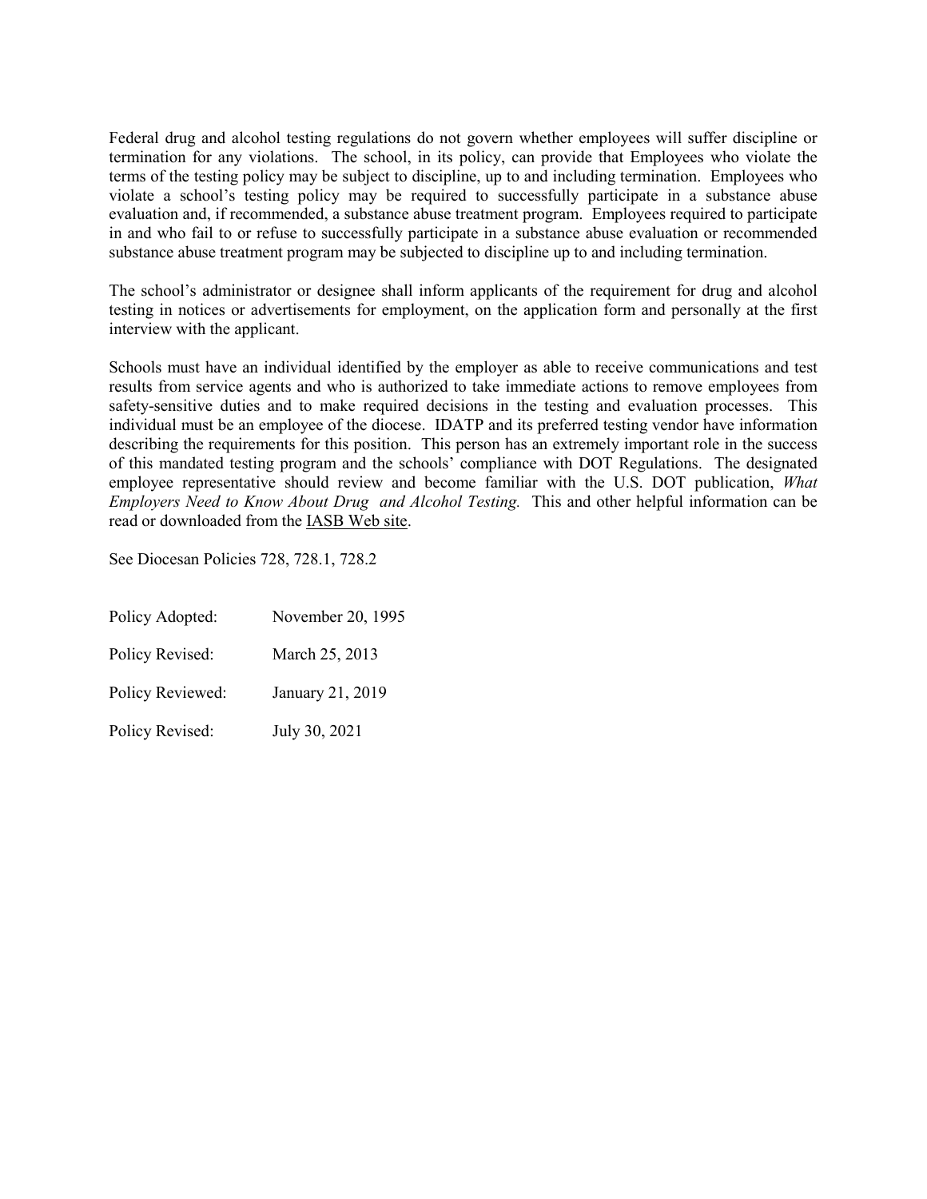Federal drug and alcohol testing regulations do not govern whether employees will suffer discipline or termination for any violations. The school, in its policy, can provide that Employees who violate the terms of the testing policy may be subject to discipline, up to and including termination. Employees who violate a school's testing policy may be required to successfully participate in a substance abuse evaluation and, if recommended, a substance abuse treatment program. Employees required to participate in and who fail to or refuse to successfully participate in a substance abuse evaluation or recommended substance abuse treatment program may be subjected to discipline up to and including termination.

The school's administrator or designee shall inform applicants of the requirement for drug and alcohol testing in notices or advertisements for employment, on the application form and personally at the first interview with the applicant.

Schools must have an individual identified by the employer as able to receive communications and test results from service agents and who is authorized to take immediate actions to remove employees from safety-sensitive duties and to make required decisions in the testing and evaluation processes. This individual must be an employee of the diocese. IDATP and its preferred testing vendor have information describing the requirements for this position. This person has an extremely important role in the success of this mandated testing program and the schools' compliance with DOT Regulations. The designated employee representative should review and become familiar with the U.S. DOT publication, *What Employers Need to Know About Drug and Alcohol Testing.* This and other helpful information can be read or downloaded from the IASB Web site.

See Diocesan Policies 728, 728.1, 728.2

| | |
|---|---|
| Policy Adopted: | November 20, 1995 |
| Policy Revised: | March 25, 2013 |
| Policy Reviewed: | January 21, 2019 |
| Policy Revised: | July 30, 2021 |